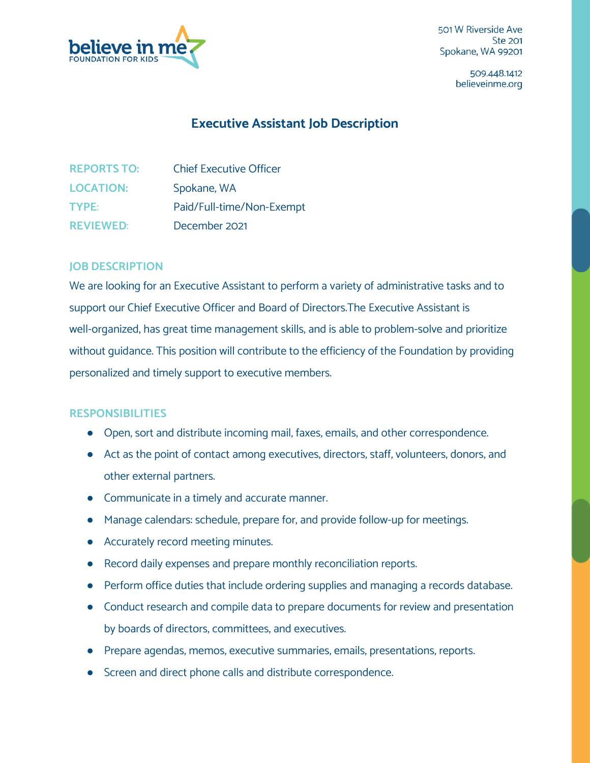believe in me
FOUNDATION FOR KIDS

501 W Riverside Ave
Ste 201
Spokane, WA 99201

509.448.1412
believeinme.org

# Executive Assistant Job Description

**REPORTS TO:** Chief Executive Officer
**LOCATION:** Spokane, WA
**TYPE:** Paid/Full-time/Non-Exempt
**REVIEWED:** December 2021

## JOB DESCRIPTION

We are looking for an Executive Assistant to perform a variety of administrative tasks and to support our Chief Executive Officer and Board of Directors.The Executive Assistant is well-organized, has great time management skills, and is able to problem-solve and prioritize without guidance. This position will contribute to the efficiency of the Foundation by providing personalized and timely support to executive members.

## RESPONSIBILITIES

- Open, sort and distribute incoming mail, faxes, emails, and other correspondence.
- Act as the point of contact among executives, directors, staff, volunteers, donors, and other external partners.
- Communicate in a timely and accurate manner.
- Manage calendars: schedule, prepare for, and provide follow-up for meetings.
- Accurately record meeting minutes.
- Record daily expenses and prepare monthly reconciliation reports.
- Perform office duties that include ordering supplies and managing a records database.
- Conduct research and compile data to prepare documents for review and presentation by boards of directors, committees, and executives.
- Prepare agendas, memos, executive summaries, emails, presentations, reports.
- Screen and direct phone calls and distribute correspondence.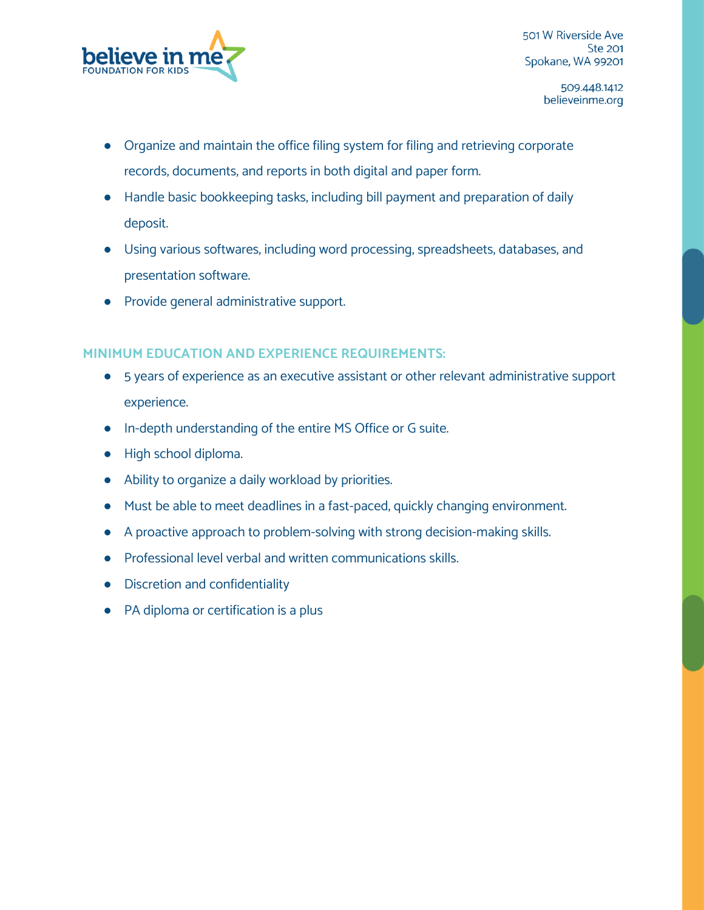- Organize and maintain the office filing system for filing and retrieving corporate records, documents, and reports in both digital and paper form.
- Handle basic bookkeeping tasks, including bill payment and preparation of daily deposit.
- Using various softwares, including word processing, spreadsheets, databases, and presentation software.
- Provide general administrative support.

### MINIMUM EDUCATION AND EXPERIENCE REQUIREMENTS:

- 5 years of experience as an executive assistant or other relevant administrative support experience.
- In-depth understanding of the entire MS Office or G suite.
- High school diploma.
- Ability to organize a daily workload by priorities.
- Must be able to meet deadlines in a fast-paced, quickly changing environment.
- A proactive approach to problem-solving with strong decision-making skills.
- Professional level verbal and written communications skills.
- Discretion and confidentiality
- PA diploma or certification is a plus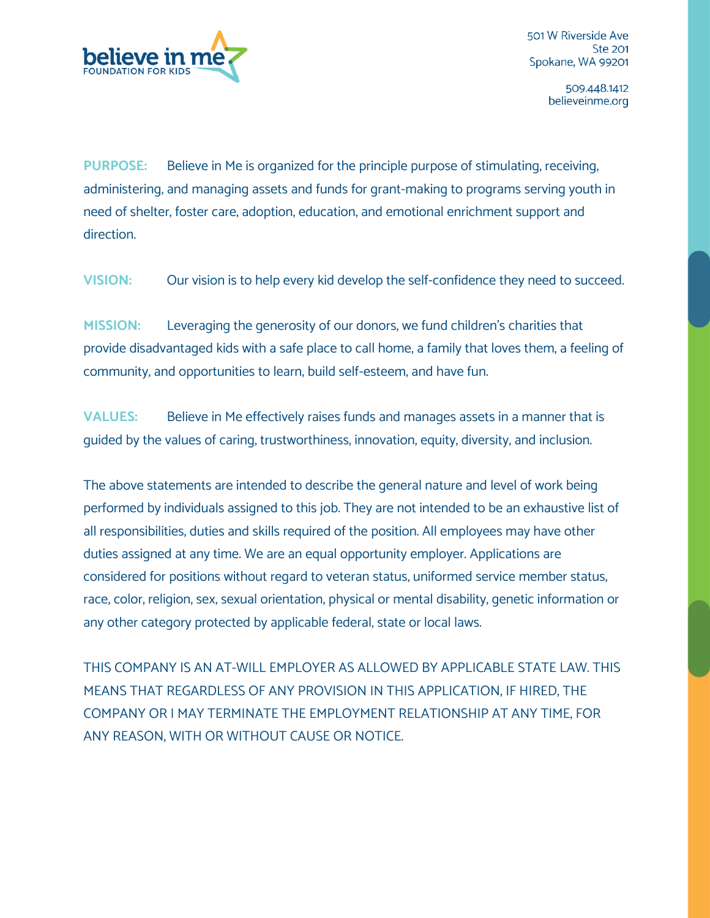501 W Riverside Ave
Ste 201
Spokane, WA 99201

509.448.1412
believeinme.org

**PURPOSE:** Believe in Me is organized for the principle purpose of stimulating, receiving, administering, and managing assets and funds for grant-making to programs serving youth in need of shelter, foster care, adoption, education, and emotional enrichment support and direction.

**VISION:** Our vision is to help every kid develop the self-confidence they need to succeed.

**MISSION:** Leveraging the generosity of our donors, we fund children's charities that provide disadvantaged kids with a safe place to call home, a family that loves them, a feeling of community, and opportunities to learn, build self-esteem, and have fun.

**VALUES:** Believe in Me effectively raises funds and manages assets in a manner that is guided by the values of caring, trustworthiness, innovation, equity, diversity, and inclusion.

The above statements are intended to describe the general nature and level of work being performed by individuals assigned to this job. They are not intended to be an exhaustive list of all responsibilities, duties and skills required of the position. All employees may have other duties assigned at any time. We are an equal opportunity employer. Applications are considered for positions without regard to veteran status, uniformed service member status, race, color, religion, sex, sexual orientation, physical or mental disability, genetic information or any other category protected by applicable federal, state or local laws.

THIS COMPANY IS AN AT-WILL EMPLOYER AS ALLOWED BY APPLICABLE STATE LAW. THIS MEANS THAT REGARDLESS OF ANY PROVISION IN THIS APPLICATION, IF HIRED, THE COMPANY OR I MAY TERMINATE THE EMPLOYMENT RELATIONSHIP AT ANY TIME, FOR ANY REASON, WITH OR WITHOUT CAUSE OR NOTICE.